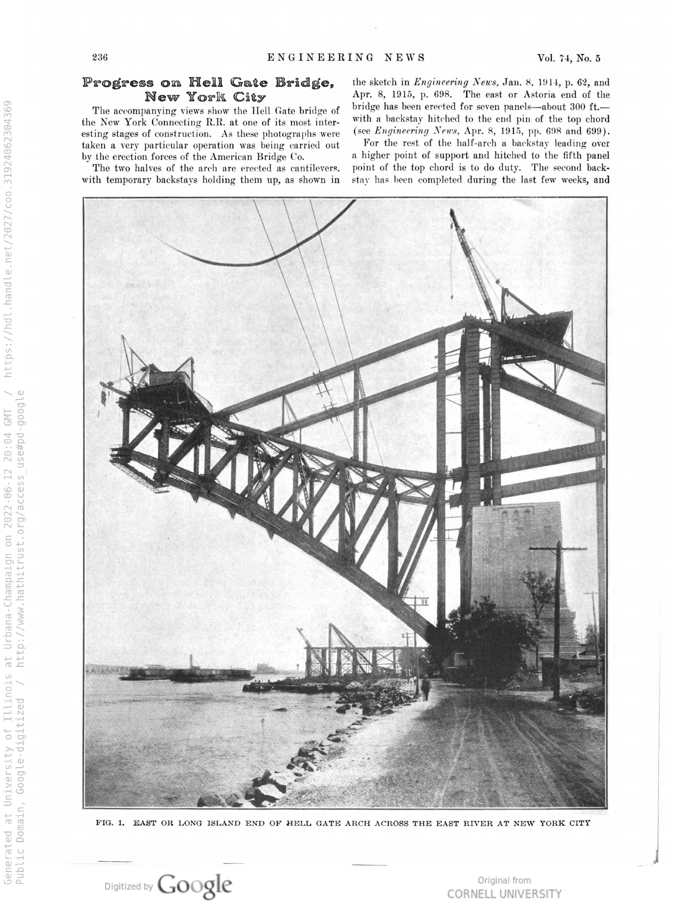## Progress on Hell Gate Bridge, New York City

The accompanying views show the Hell Gate bridge of the New York Connecting R.R. at one of its most interesting stages of construction. As these photographs were taken a very particular operation was being carried out by the erection forces of the American Bridge Co.

The two halves of the arch are erected as cantilevers, with temporary backstays holding them up, as shown in the sketch in *Engineering News,* Jan. 8, 1914, p. 62, and Apr. 8, 1915, p. 698. The east or Astoria end of the bridge has been erected for seven panels—about 300 ft.—with a backstay hitched to the end pin of the top chord (see *Engineering News,* Apr. 8, 1915, pp. 698 and 699).

For the rest of the half-arch a backstay leading over a higher point of support and hitched to the fifth panel point of the top chord is to do duty. The second backstay has been completed during the last few weeks, and

FIG. 1. EAST OR LONG ISLAND END OF HELL GATE ARCH ACROSS THE EAST RIVER AT NEW YORK CITY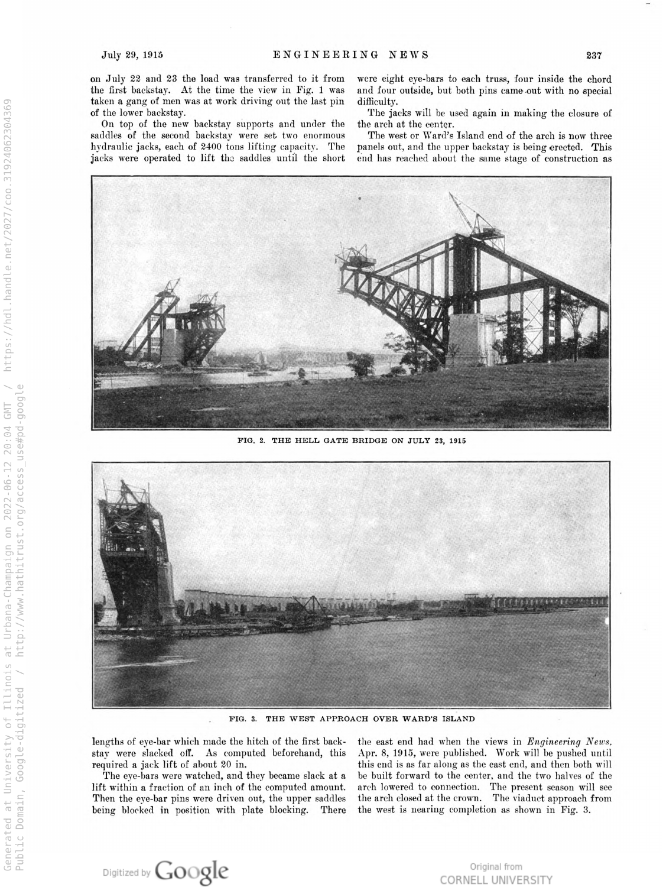on July 22 and 23 the load was transferred to it from the first backstay. At the time the view in Fig. 1 was taken a gang of men was at work driving out the last pin of the lower backstay.

On top of the new backstay supports and under the saddles of the second backstay were set two enormous hydraulic jacks, each of 2400 tons lifting capacity. The jacks were operated to lift the saddles until the short lengths of eye-bar which made the hitch of the first backstay were slacked off. As computed beforehand, this required a jack lift of about 20 in.

The eye-bars were watched, and they became slack at a lift within a fraction of an inch of the computed amount. Then the eye-bar pins were driven out, the upper saddles being blocked in position with plate blocking. There were eight eye-bars to each truss, four inside the chord and four outside, but both pins came out with no special difficulty.

The jacks will be used again in making the closure of the arch at the center.

The west or Ward's Island end of the arch is now three panels out, and the upper backstay is being erected. This end has reached about the same stage of construction as the east end had when the views in *Engineering News*, Apr. 8, 1915, were published. Work will be pushed until this end is as far along as the east end, and then both will be built forward to the center, and the two halves of the arch lowered to connection. The present season will see the arch closed at the crown. The viaduct approach from the west is nearing completion as shown in Fig. 3.

FIG. 2. THE HELL GATE BRIDGE ON JULY 23, 1915

FIG. 3. THE WEST APPROACH OVER WARD'S ISLAND